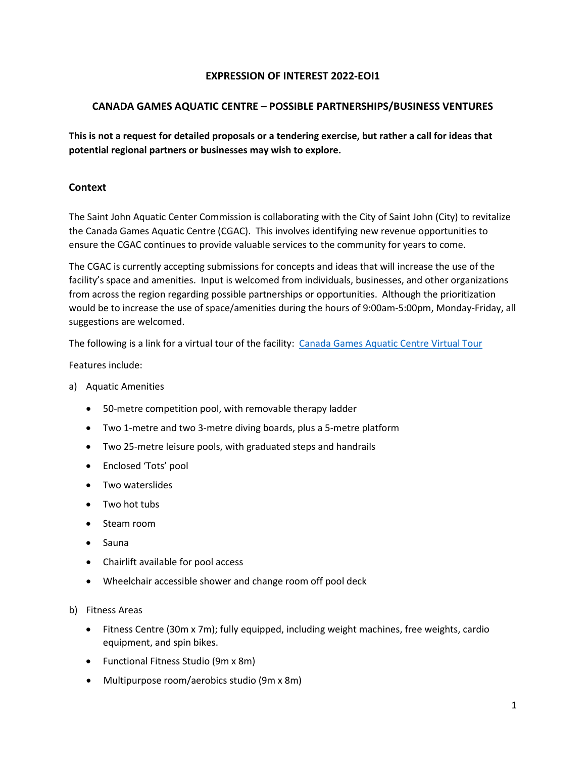# EXPRESSION OF INTEREST 2022-EOI1

## CANADA GAMES AQUATIC CENTRE – POSSIBLE PARTNERSHIPS/BUSINESS VENTURES

**This is not a request for detailed proposals or a tendering exercise, but rather a call for ideas that potential regional partners or businesses may wish to explore.**

### Context

The Saint John Aquatic Center Commission is collaborating with the City of Saint John (City) to revitalize the Canada Games Aquatic Centre (CGAC). This involves identifying new revenue opportunities to ensure the CGAC continues to provide valuable services to the community for years to come.

The CGAC is currently accepting submissions for concepts and ideas that will increase the use of the facility's space and amenities. Input is welcomed from individuals, businesses, and other organizations from across the region regarding possible partnerships or opportunities. Although the prioritization would be to increase the use of space/amenities during the hours of 9:00am-5:00pm, Monday-Friday, all suggestions are welcomed.

The following is a link for a virtual tour of the facility: Canada Games Aquatic Centre Virtual Tour

Features include:

a) Aquatic Amenities

- 50-metre competition pool, with removable therapy ladder
- Two 1-metre and two 3-metre diving boards, plus a 5-metre platform
- Two 25-metre leisure pools, with graduated steps and handrails
- Enclosed 'Tots' pool
- Two waterslides
- Two hot tubs
- Steam room
- Sauna
- Chairlift available for pool access
- Wheelchair accessible shower and change room off pool deck

b) Fitness Areas

- Fitness Centre (30m x 7m); fully equipped, including weight machines, free weights, cardio equipment, and spin bikes.
- Functional Fitness Studio (9m x 8m)
- Multipurpose room/aerobics studio (9m x 8m)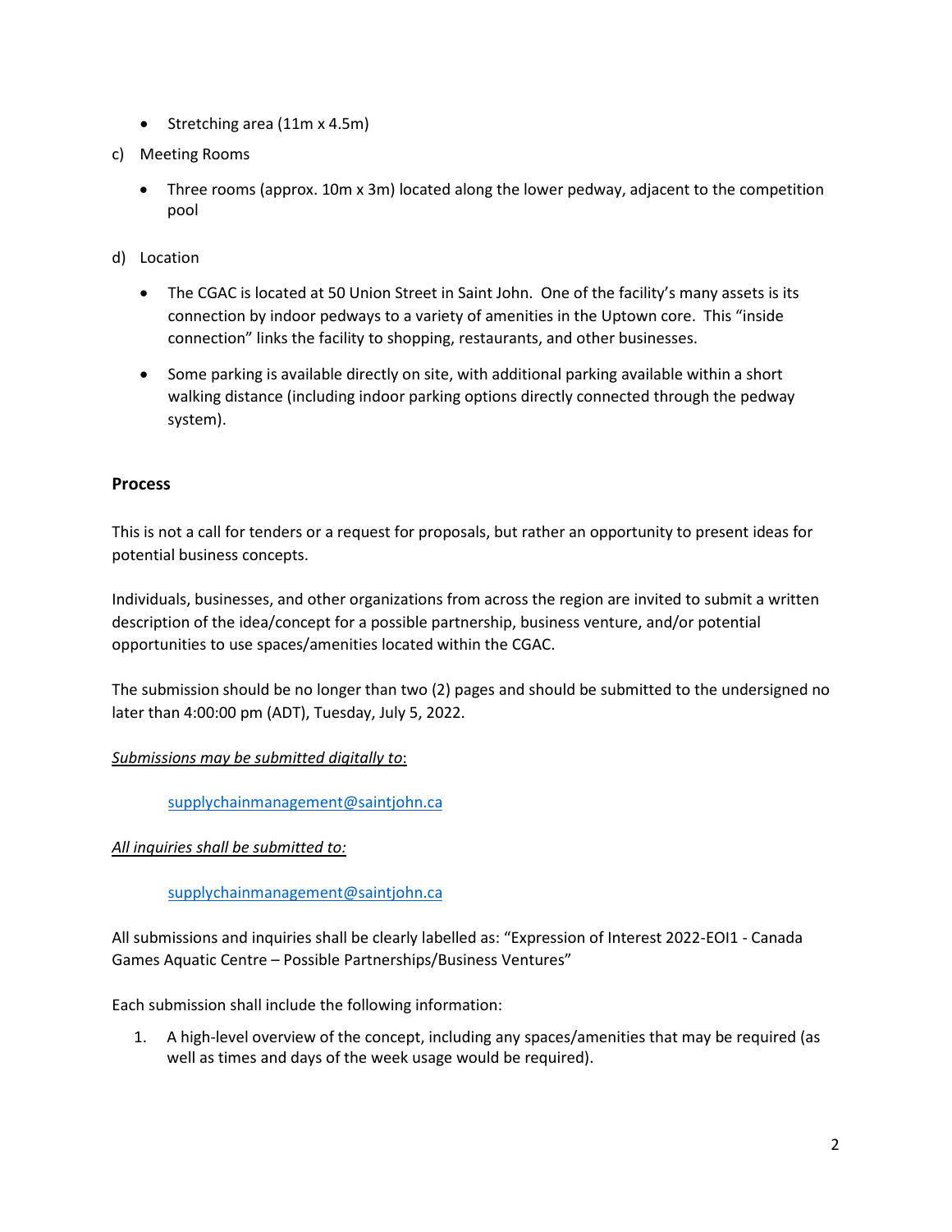- Stretching area (11m x 4.5m)

c) Meeting Rooms

- Three rooms (approx. 10m x 3m) located along the lower pedway, adjacent to the competition pool

d) Location

- The CGAC is located at 50 Union Street in Saint John. One of the facility's many assets is its connection by indoor pedways to a variety of amenities in the Uptown core. This "inside connection" links the facility to shopping, restaurants, and other businesses.
- Some parking is available directly on site, with additional parking available within a short walking distance (including indoor parking options directly connected through the pedway system).

## Process

This is not a call for tenders or a request for proposals, but rather an opportunity to present ideas for potential business concepts.

Individuals, businesses, and other organizations from across the region are invited to submit a written description of the idea/concept for a possible partnership, business venture, and/or potential opportunities to use spaces/amenities located within the CGAC.

The submission should be no longer than two (2) pages and should be submitted to the undersigned no later than 4:00:00 pm (ADT), Tuesday, July 5, 2022.

*Submissions may be submitted digitally to*:

supplychainmanagement@saintjohn.ca

*All inquiries shall be submitted to:*

supplychainmanagement@saintjohn.ca

All submissions and inquiries shall be clearly labelled as: "Expression of Interest 2022-EOI1 - Canada Games Aquatic Centre – Possible Partnerships/Business Ventures"

Each submission shall include the following information:

1. A high-level overview of the concept, including any spaces/amenities that may be required (as well as times and days of the week usage would be required).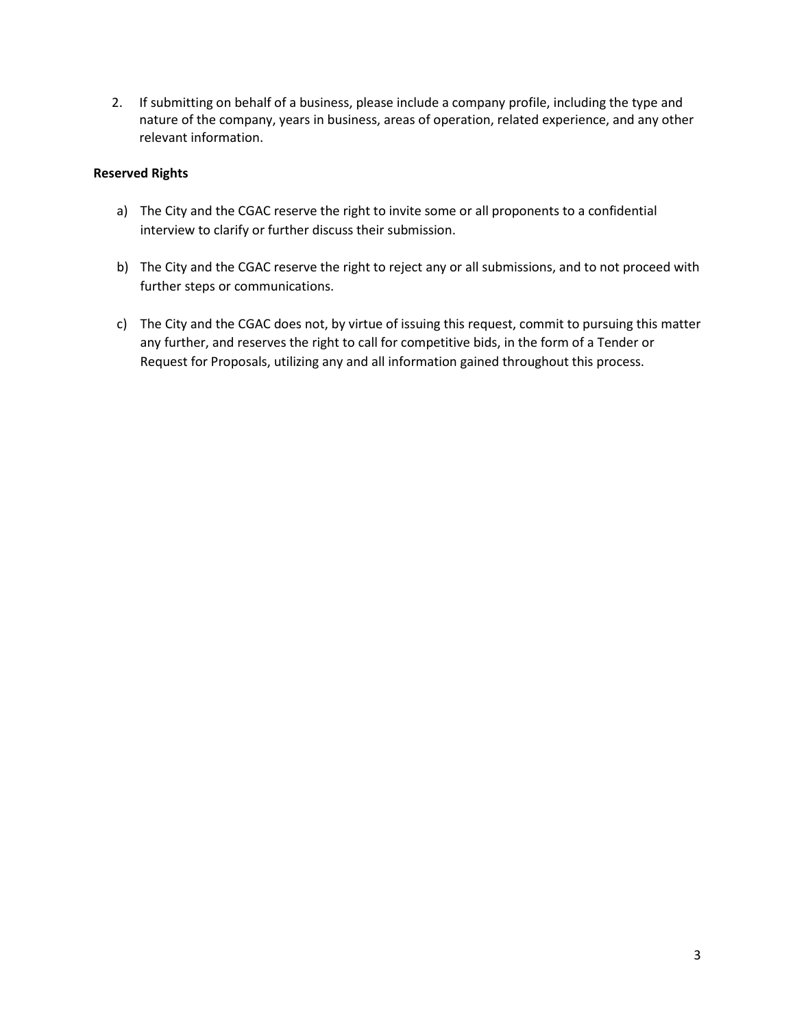2. If submitting on behalf of a business, please include a company profile, including the type and nature of the company, years in business, areas of operation, related experience, and any other relevant information.

**Reserved Rights**

a) The City and the CGAC reserve the right to invite some or all proponents to a confidential interview to clarify or further discuss their submission.

b) The City and the CGAC reserve the right to reject any or all submissions, and to not proceed with further steps or communications.

c) The City and the CGAC does not, by virtue of issuing this request, commit to pursuing this matter any further, and reserves the right to call for competitive bids, in the form of a Tender or Request for Proposals, utilizing any and all information gained throughout this process.